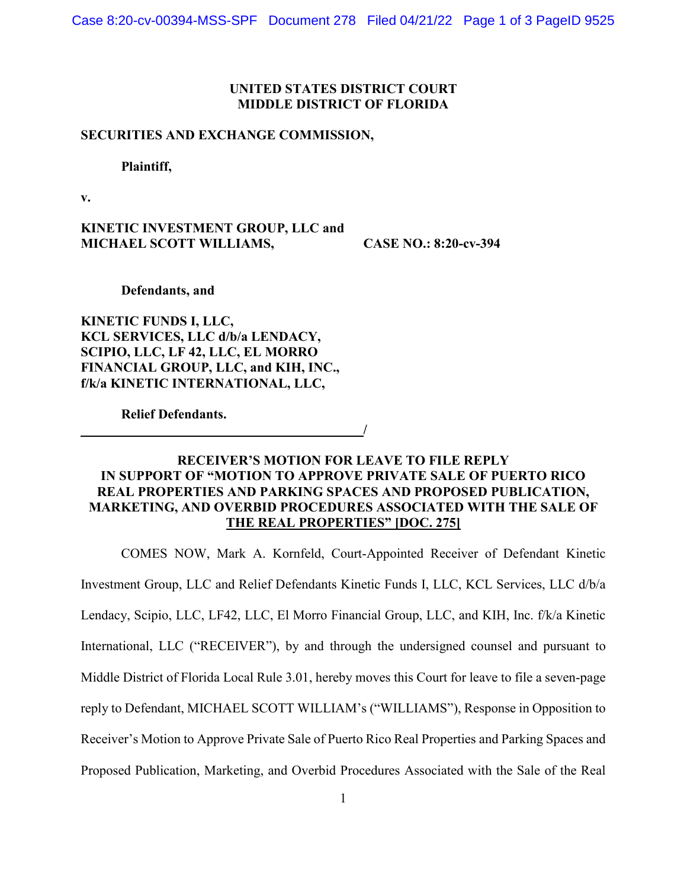**UNITED STATES DISTRICT COURT**
**MIDDLE DISTRICT OF FLORIDA**

**SECURITIES AND EXCHANGE COMMISSION,**

**Plaintiff,**

**v.**

**KINETIC INVESTMENT GROUP, LLC and MICHAEL SCOTT WILLIAMS,** **CASE NO.: 8:20-cv-394**

**Defendants, and**

**KINETIC FUNDS I, LLC, KCL SERVICES, LLC d/b/a LENDACY, SCIPIO, LLC, LF 42, LLC, EL MORRO FINANCIAL GROUP, LLC, and KIH, INC., f/k/a KINETIC INTERNATIONAL, LLC,**

**Relief Defendants.**
**_____________________________________________/**

## RECEIVER'S MOTION FOR LEAVE TO FILE REPLY IN SUPPORT OF "MOTION TO APPROVE PRIVATE SALE OF PUERTO RICO REAL PROPERTIES AND PARKING SPACES AND PROPOSED PUBLICATION, MARKETING, AND OVERBID PROCEDURES ASSOCIATED WITH THE SALE OF THE REAL PROPERTIES" [DOC. 275]

COMES NOW, Mark A. Kornfeld, Court-Appointed Receiver of Defendant Kinetic Investment Group, LLC and Relief Defendants Kinetic Funds I, LLC, KCL Services, LLC d/b/a Lendacy, Scipio, LLC, LF42, LLC, El Morro Financial Group, LLC, and KIH, Inc. f/k/a Kinetic International, LLC ("RECEIVER"), by and through the undersigned counsel and pursuant to Middle District of Florida Local Rule 3.01, hereby moves this Court for leave to file a seven-page reply to Defendant, MICHAEL SCOTT WILLIAM's ("WILLIAMS"), Response in Opposition to Receiver's Motion to Approve Private Sale of Puerto Rico Real Properties and Parking Spaces and Proposed Publication, Marketing, and Overbid Procedures Associated with the Sale of the Real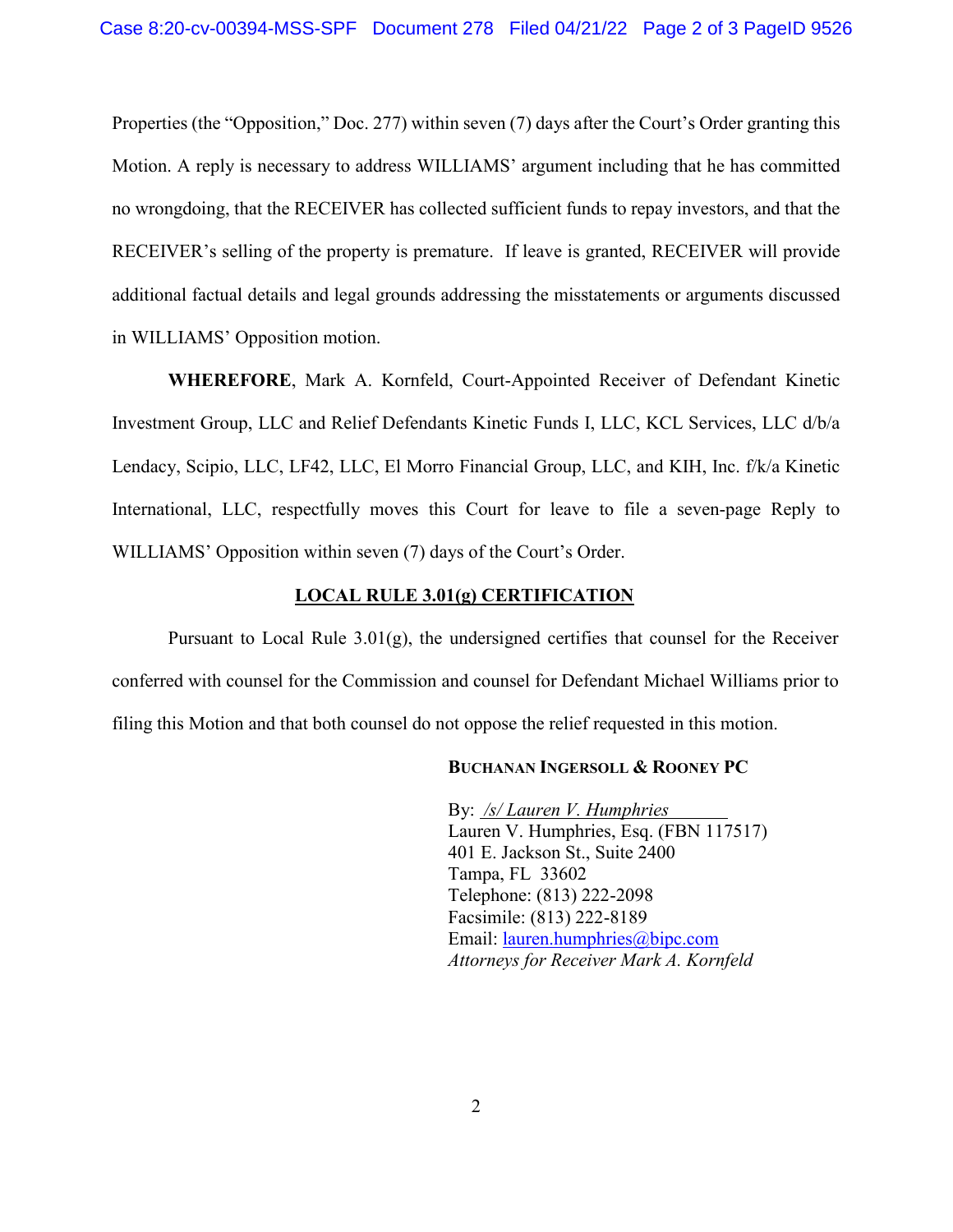Properties (the "Opposition," Doc. 277) within seven (7) days after the Court's Order granting this Motion. A reply is necessary to address WILLIAMS' argument including that he has committed no wrongdoing, that the RECEIVER has collected sufficient funds to repay investors, and that the RECEIVER's selling of the property is premature. If leave is granted, RECEIVER will provide additional factual details and legal grounds addressing the misstatements or arguments discussed in WILLIAMS' Opposition motion.

**WHEREFORE**, Mark A. Kornfeld, Court-Appointed Receiver of Defendant Kinetic Investment Group, LLC and Relief Defendants Kinetic Funds I, LLC, KCL Services, LLC d/b/a Lendacy, Scipio, LLC, LF42, LLC, El Morro Financial Group, LLC, and KIH, Inc. f/k/a Kinetic International, LLC, respectfully moves this Court for leave to file a seven-page Reply to WILLIAMS' Opposition within seven (7) days of the Court's Order.

## LOCAL RULE 3.01(g) CERTIFICATION

Pursuant to Local Rule 3.01(g), the undersigned certifies that counsel for the Receiver conferred with counsel for the Commission and counsel for Defendant Michael Williams prior to filing this Motion and that both counsel do not oppose the relief requested in this motion.

**BUCHANAN INGERSOLL & ROONEY PC**

By: */s/ Lauren V. Humphries*
Lauren V. Humphries, Esq. (FBN 117517)
401 E. Jackson St., Suite 2400
Tampa, FL 33602
Telephone: (813) 222-2098
Facsimile: (813) 222-8189
Email: lauren.humphries@bipc.com
*Attorneys for Receiver Mark A. Kornfeld*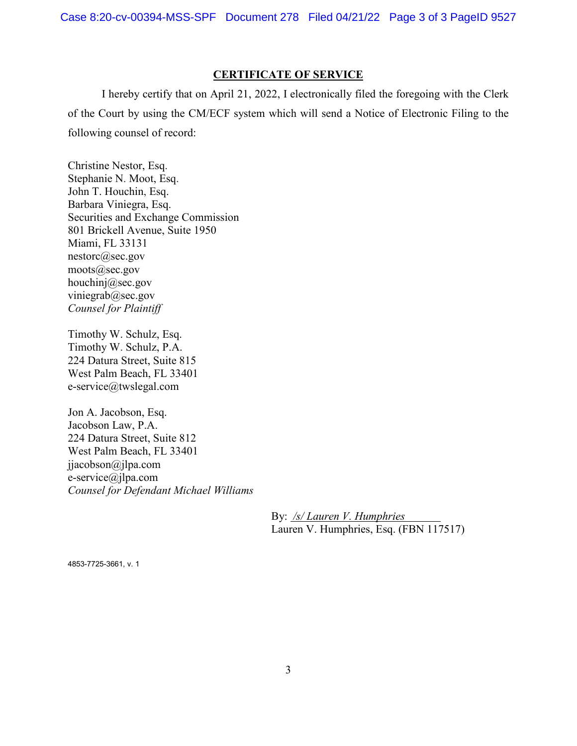## CERTIFICATE OF SERVICE

I hereby certify that on April 21, 2022, I electronically filed the foregoing with the Clerk of the Court by using the CM/ECF system which will send a Notice of Electronic Filing to the following counsel of record:

Christine Nestor, Esq.
Stephanie N. Moot, Esq.
John T. Houchin, Esq.
Barbara Viniegra, Esq.
Securities and Exchange Commission
801 Brickell Avenue, Suite 1950
Miami, FL 33131
nestorc@sec.gov
moots@sec.gov
houchinj@sec.gov
viniegrab@sec.gov
*Counsel for Plaintiff*

Timothy W. Schulz, Esq.
Timothy W. Schulz, P.A.
224 Datura Street, Suite 815
West Palm Beach, FL 33401
e-service@twslegal.com

Jon A. Jacobson, Esq.
Jacobson Law, P.A.
224 Datura Street, Suite 812
West Palm Beach, FL 33401
jjacobson@jlpa.com
e-service@jlpa.com
*Counsel for Defendant Michael Williams*

By: */s/ Lauren V. Humphries*
Lauren V. Humphries, Esq. (FBN 117517)

4853-7725-3661, v. 1